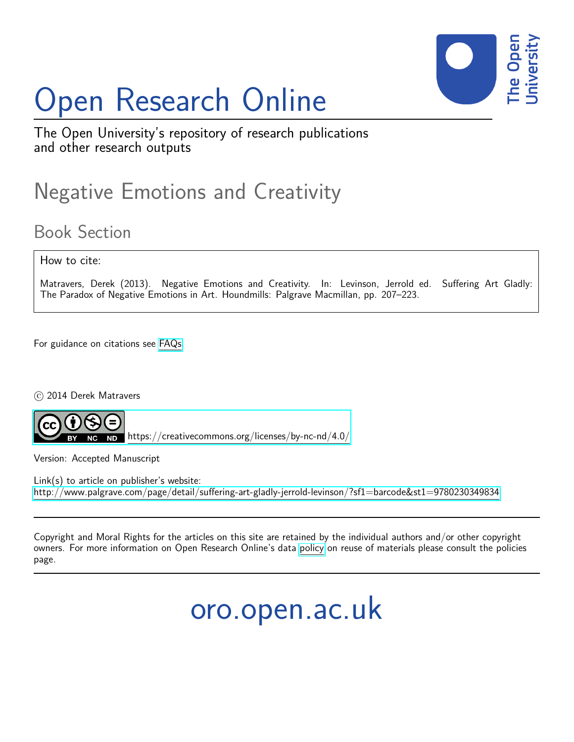# Open Research Online

The Open University's repository of research publications and other research outputs

## Negative Emotions and Creativity

### Book Section

How to cite:

Matravers, Derek (2013). Negative Emotions and Creativity. In: Levinson, Jerrold ed. Suffering Art Gladly: The Paradox of Negative Emotions in Art. Houndmills: Palgrave Macmillan, pp. 207–223.

For guidance on citations see FAQs.

© 2014 Derek Matravers

https://creativecommons.org/licenses/by-nc-nd/4.0/

Version: Accepted Manuscript

Link(s) to article on publisher's website:
http://www.palgrave.com/page/detail/suffering-art-gladly-jerrold-levinson/?sf1=barcode&st1=9780230349834

Copyright and Moral Rights for the articles on this site are retained by the individual authors and/or other copyright owners. For more information on Open Research Online's data policy on reuse of materials please consult the policies page.

oro.open.ac.uk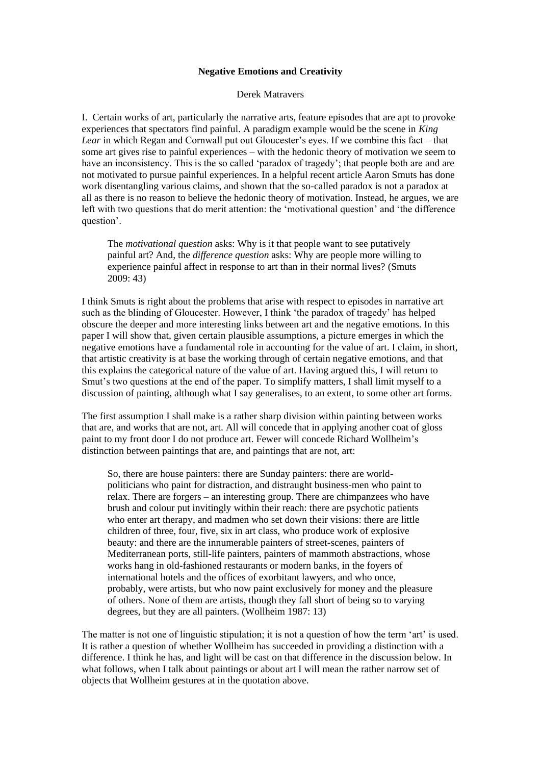**Negative Emotions and Creativity**

Derek Matravers

I. Certain works of art, particularly the narrative arts, feature episodes that are apt to provoke experiences that spectators find painful. A paradigm example would be the scene in *King Lear* in which Regan and Cornwall put out Gloucester's eyes. If we combine this fact – that some art gives rise to painful experiences – with the hedonic theory of motivation we seem to have an inconsistency. This is the so called 'paradox of tragedy'; that people both are and are not motivated to pursue painful experiences. In a helpful recent article Aaron Smuts has done work disentangling various claims, and shown that the so-called paradox is not a paradox at all as there is no reason to believe the hedonic theory of motivation. Instead, he argues, we are left with two questions that do merit attention: the 'motivational question' and 'the difference question'.

> The *motivational question* asks: Why is it that people want to see putatively painful art? And, the *difference question* asks: Why are people more willing to experience painful affect in response to art than in their normal lives? (Smuts 2009: 43)

I think Smuts is right about the problems that arise with respect to episodes in narrative art such as the blinding of Gloucester. However, I think 'the paradox of tragedy' has helped obscure the deeper and more interesting links between art and the negative emotions. In this paper I will show that, given certain plausible assumptions, a picture emerges in which the negative emotions have a fundamental role in accounting for the value of art. I claim, in short, that artistic creativity is at base the working through of certain negative emotions, and that this explains the categorical nature of the value of art. Having argued this, I will return to Smut's two questions at the end of the paper. To simplify matters, I shall limit myself to a discussion of painting, although what I say generalises, to an extent, to some other art forms.

The first assumption I shall make is a rather sharp division within painting between works that are, and works that are not, art. All will concede that in applying another coat of gloss paint to my front door I do not produce art. Fewer will concede Richard Wollheim's distinction between paintings that are, and paintings that are not, art:

> So, there are house painters: there are Sunday painters: there are world-politicians who paint for distraction, and distraught business-men who paint to relax. There are forgers – an interesting group. There are chimpanzees who have brush and colour put invitingly within their reach: there are psychotic patients who enter art therapy, and madmen who set down their visions: there are little children of three, four, five, six in art class, who produce work of explosive beauty: and there are the innumerable painters of street-scenes, painters of Mediterranean ports, still-life painters, painters of mammoth abstractions, whose works hang in old-fashioned restaurants or modern banks, in the foyers of international hotels and the offices of exorbitant lawyers, and who once, probably, were artists, but who now paint exclusively for money and the pleasure of others. None of them are artists, though they fall short of being so to varying degrees, but they are all painters. (Wollheim 1987: 13)

The matter is not one of linguistic stipulation; it is not a question of how the term 'art' is used. It is rather a question of whether Wollheim has succeeded in providing a distinction with a difference. I think he has, and light will be cast on that difference in the discussion below. In what follows, when I talk about paintings or about art I will mean the rather narrow set of objects that Wollheim gestures at in the quotation above.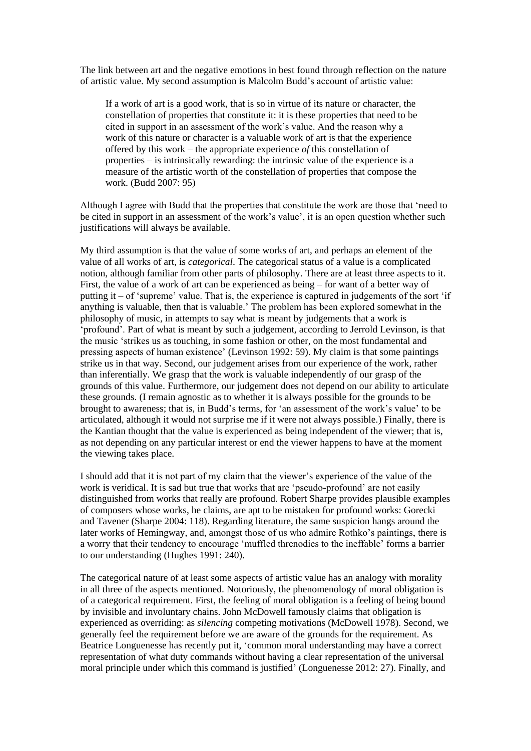The link between art and the negative emotions in best found through reflection on the nature of artistic value. My second assumption is Malcolm Budd's account of artistic value:

> If a work of art is a good work, that is so in virtue of its nature or character, the constellation of properties that constitute it: it is these properties that need to be cited in support in an assessment of the work's value. And the reason why a work of this nature or character is a valuable work of art is that the experience offered by this work – the appropriate experience *of* this constellation of properties – is intrinsically rewarding: the intrinsic value of the experience is a measure of the artistic worth of the constellation of properties that compose the work. (Budd 2007: 95)

Although I agree with Budd that the properties that constitute the work are those that 'need to be cited in support in an assessment of the work's value', it is an open question whether such justifications will always be available.

My third assumption is that the value of some works of art, and perhaps an element of the value of all works of art, is *categorical*. The categorical status of a value is a complicated notion, although familiar from other parts of philosophy. There are at least three aspects to it. First, the value of a work of art can be experienced as being – for want of a better way of putting it – of 'supreme' value. That is, the experience is captured in judgements of the sort 'if anything is valuable, then that is valuable.' The problem has been explored somewhat in the philosophy of music, in attempts to say what is meant by judgements that a work is 'profound'. Part of what is meant by such a judgement, according to Jerrold Levinson, is that the music 'strikes us as touching, in some fashion or other, on the most fundamental and pressing aspects of human existence' (Levinson 1992: 59). My claim is that some paintings strike us in that way. Second, our judgement arises from our experience of the work, rather than inferentially. We grasp that the work is valuable independently of our grasp of the grounds of this value. Furthermore, our judgement does not depend on our ability to articulate these grounds. (I remain agnostic as to whether it is always possible for the grounds to be brought to awareness; that is, in Budd's terms, for 'an assessment of the work's value' to be articulated, although it would not surprise me if it were not always possible.) Finally, there is the Kantian thought that the value is experienced as being independent of the viewer; that is, as not depending on any particular interest or end the viewer happens to have at the moment the viewing takes place.

I should add that it is not part of my claim that the viewer's experience of the value of the work is veridical. It is sad but true that works that are 'pseudo-profound' are not easily distinguished from works that really are profound. Robert Sharpe provides plausible examples of composers whose works, he claims, are apt to be mistaken for profound works: Gorecki and Tavener (Sharpe 2004: 118). Regarding literature, the same suspicion hangs around the later works of Hemingway, and, amongst those of us who admire Rothko's paintings, there is a worry that their tendency to encourage 'muffled threnodies to the ineffable' forms a barrier to our understanding (Hughes 1991: 240).

The categorical nature of at least some aspects of artistic value has an analogy with morality in all three of the aspects mentioned. Notoriously, the phenomenology of moral obligation is of a categorical requirement. First, the feeling of moral obligation is a feeling of being bound by invisible and involuntary chains. John McDowell famously claims that obligation is experienced as overriding: as *silencing* competing motivations (McDowell 1978). Second, we generally feel the requirement before we are aware of the grounds for the requirement. As Beatrice Longuenesse has recently put it, 'common moral understanding may have a correct representation of what duty commands without having a clear representation of the universal moral principle under which this command is justified' (Longuenesse 2012: 27). Finally, and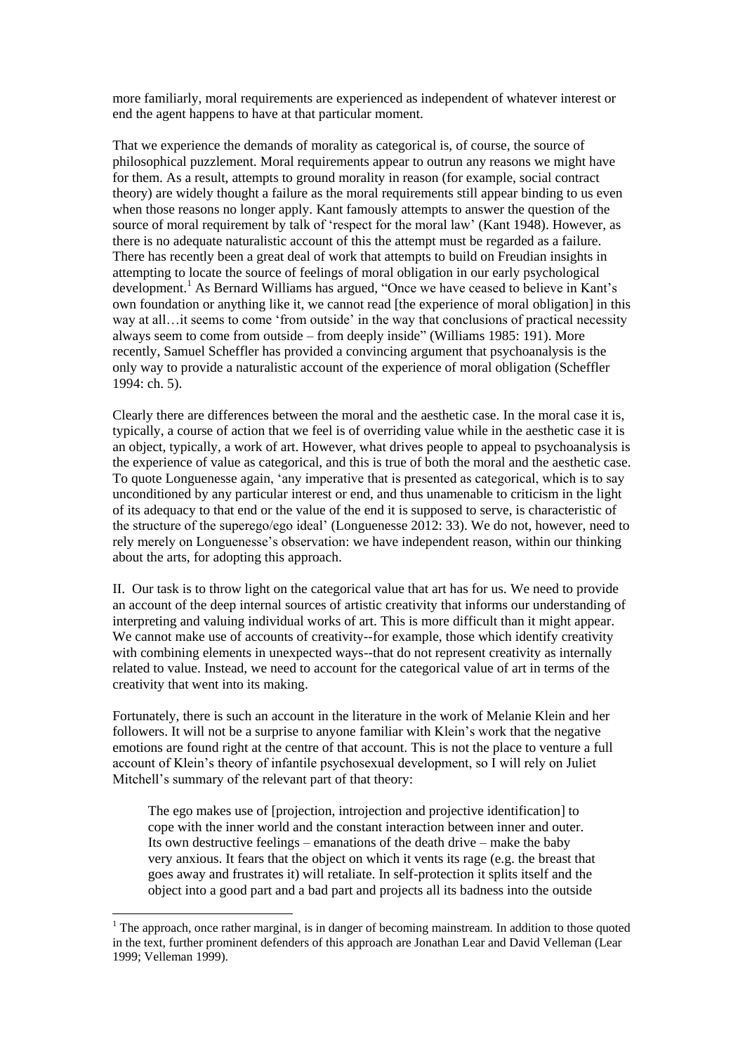more familiarly, moral requirements are experienced as independent of whatever interest or end the agent happens to have at that particular moment.

That we experience the demands of morality as categorical is, of course, the source of philosophical puzzlement. Moral requirements appear to outrun any reasons we might have for them. As a result, attempts to ground morality in reason (for example, social contract theory) are widely thought a failure as the moral requirements still appear binding to us even when those reasons no longer apply. Kant famously attempts to answer the question of the source of moral requirement by talk of 'respect for the moral law' (Kant 1948). However, as there is no adequate naturalistic account of this the attempt must be regarded as a failure. There has recently been a great deal of work that attempts to build on Freudian insights in attempting to locate the source of feelings of moral obligation in our early psychological development.[1] As Bernard Williams has argued, "Once we have ceased to believe in Kant's own foundation or anything like it, we cannot read [the experience of moral obligation] in this way at all…it seems to come 'from outside' in the way that conclusions of practical necessity always seem to come from outside – from deeply inside" (Williams 1985: 191). More recently, Samuel Scheffler has provided a convincing argument that psychoanalysis is the only way to provide a naturalistic account of the experience of moral obligation (Scheffler 1994: ch. 5).

Clearly there are differences between the moral and the aesthetic case. In the moral case it is, typically, a course of action that we feel is of overriding value while in the aesthetic case it is an object, typically, a work of art. However, what drives people to appeal to psychoanalysis is the experience of value as categorical, and this is true of both the moral and the aesthetic case. To quote Longuenesse again, 'any imperative that is presented as categorical, which is to say unconditioned by any particular interest or end, and thus unamenable to criticism in the light of its adequacy to that end or the value of the end it is supposed to serve, is characteristic of the structure of the superego/ego ideal' (Longuenesse 2012: 33). We do not, however, need to rely merely on Longuenesse's observation: we have independent reason, within our thinking about the arts, for adopting this approach.

II. Our task is to throw light on the categorical value that art has for us. We need to provide an account of the deep internal sources of artistic creativity that informs our understanding of interpreting and valuing individual works of art. This is more difficult than it might appear. We cannot make use of accounts of creativity--for example, those which identify creativity with combining elements in unexpected ways--that do not represent creativity as internally related to value. Instead, we need to account for the categorical value of art in terms of the creativity that went into its making.

Fortunately, there is such an account in the literature in the work of Melanie Klein and her followers. It will not be a surprise to anyone familiar with Klein's work that the negative emotions are found right at the centre of that account. This is not the place to venture a full account of Klein's theory of infantile psychosexual development, so I will rely on Juliet Mitchell's summary of the relevant part of that theory:

> The ego makes use of [projection, introjection and projective identification] to cope with the inner world and the constant interaction between inner and outer. Its own destructive feelings – emanations of the death drive – make the baby very anxious. It fears that the object on which it vents its rage (e.g. the breast that goes away and frustrates it) will retaliate. In self-protection it splits itself and the object into a good part and a bad part and projects all its badness into the outside

---

[1] The approach, once rather marginal, is in danger of becoming mainstream. In addition to those quoted in the text, further prominent defenders of this approach are Jonathan Lear and David Velleman (Lear 1999; Velleman 1999).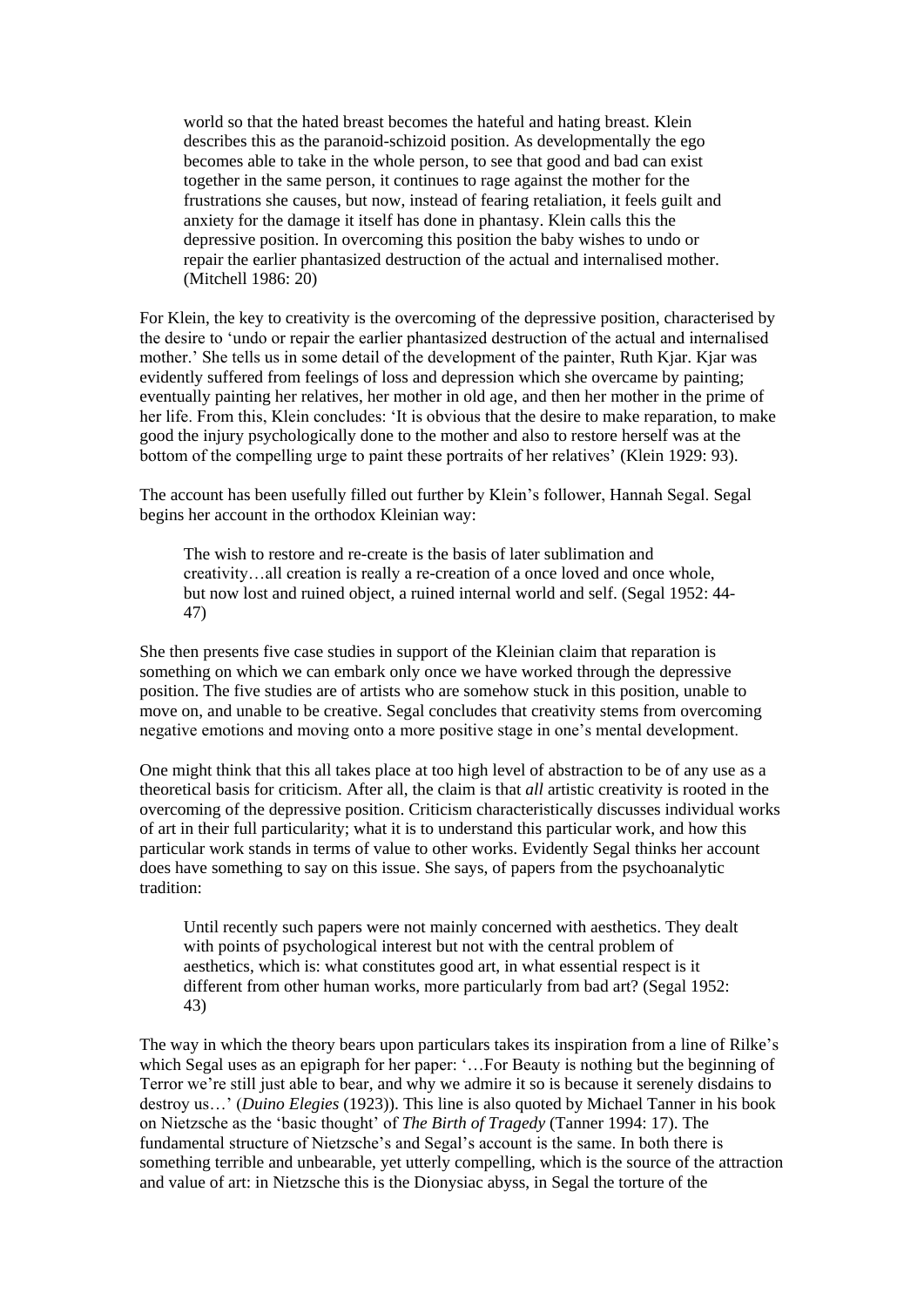> world so that the hated breast becomes the hateful and hating breast. Klein describes this as the paranoid-schizoid position. As developmentally the ego becomes able to take in the whole person, to see that good and bad can exist together in the same person, it continues to rage against the mother for the frustrations she causes, but now, instead of fearing retaliation, it feels guilt and anxiety for the damage it itself has done in phantasy. Klein calls this the depressive position. In overcoming this position the baby wishes to undo or repair the earlier phantasized destruction of the actual and internalised mother. (Mitchell 1986: 20)

For Klein, the key to creativity is the overcoming of the depressive position, characterised by the desire to 'undo or repair the earlier phantasized destruction of the actual and internalised mother.' She tells us in some detail of the development of the painter, Ruth Kjar. Kjar was evidently suffered from feelings of loss and depression which she overcame by painting; eventually painting her relatives, her mother in old age, and then her mother in the prime of her life. From this, Klein concludes: 'It is obvious that the desire to make reparation, to make good the injury psychologically done to the mother and also to restore herself was at the bottom of the compelling urge to paint these portraits of her relatives' (Klein 1929: 93).

The account has been usefully filled out further by Klein's follower, Hannah Segal. Segal begins her account in the orthodox Kleinian way:

> The wish to restore and re-create is the basis of later sublimation and creativity…all creation is really a re-creation of a once loved and once whole, but now lost and ruined object, a ruined internal world and self. (Segal 1952: 44-47)

She then presents five case studies in support of the Kleinian claim that reparation is something on which we can embark only once we have worked through the depressive position. The five studies are of artists who are somehow stuck in this position, unable to move on, and unable to be creative. Segal concludes that creativity stems from overcoming negative emotions and moving onto a more positive stage in one's mental development.

One might think that this all takes place at too high level of abstraction to be of any use as a theoretical basis for criticism. After all, the claim is that *all* artistic creativity is rooted in the overcoming of the depressive position. Criticism characteristically discusses individual works of art in their full particularity; what it is to understand this particular work, and how this particular work stands in terms of value to other works. Evidently Segal thinks her account does have something to say on this issue. She says, of papers from the psychoanalytic tradition:

> Until recently such papers were not mainly concerned with aesthetics. They dealt with points of psychological interest but not with the central problem of aesthetics, which is: what constitutes good art, in what essential respect is it different from other human works, more particularly from bad art? (Segal 1952: 43)

The way in which the theory bears upon particulars takes its inspiration from a line of Rilke's which Segal uses as an epigraph for her paper: '…For Beauty is nothing but the beginning of Terror we're still just able to bear, and why we admire it so is because it serenely disdains to destroy us…' (*Duino Elegies* (1923)). This line is also quoted by Michael Tanner in his book on Nietzsche as the 'basic thought' of *The Birth of Tragedy* (Tanner 1994: 17). The fundamental structure of Nietzsche's and Segal's account is the same. In both there is something terrible and unbearable, yet utterly compelling, which is the source of the attraction and value of art: in Nietzsche this is the Dionysiac abyss, in Segal the torture of the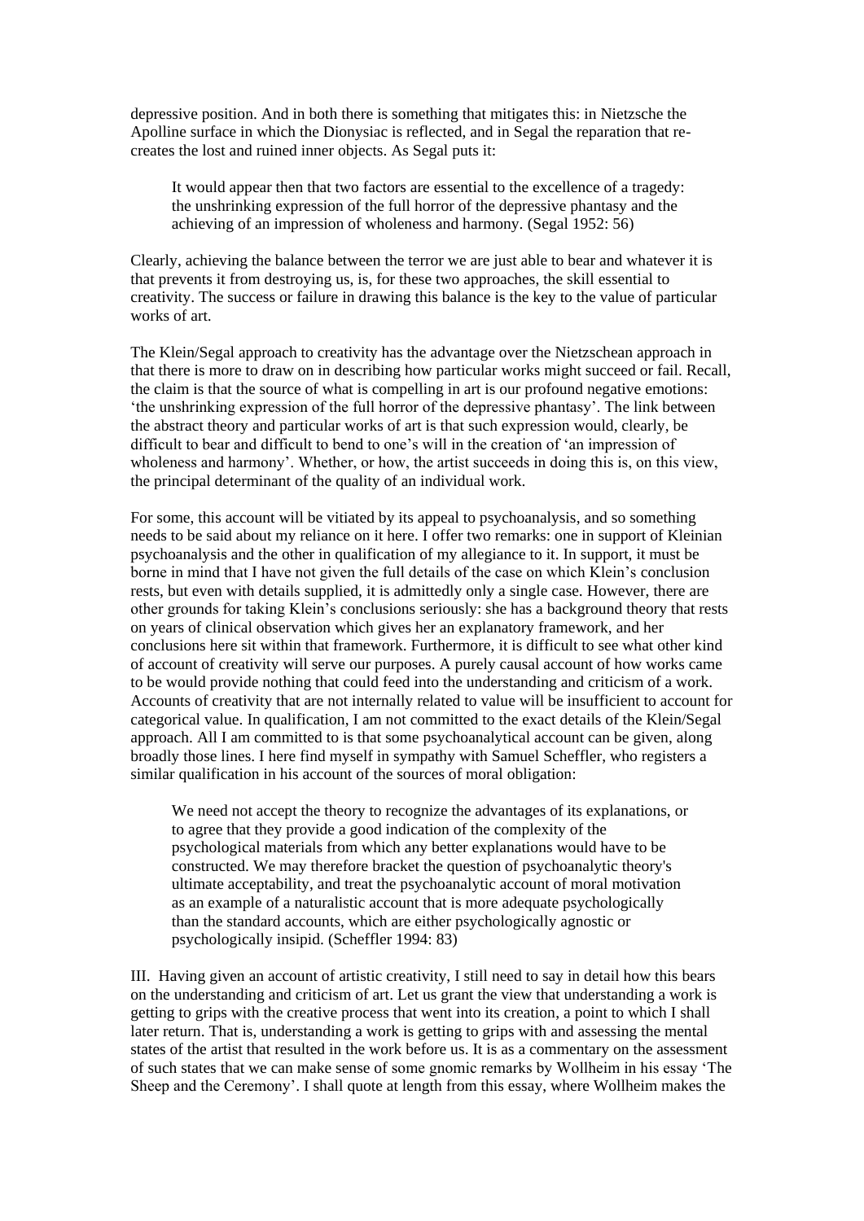depressive position. And in both there is something that mitigates this: in Nietzsche the Apolline surface in which the Dionysiac is reflected, and in Segal the reparation that re-creates the lost and ruined inner objects. As Segal puts it:

> It would appear then that two factors are essential to the excellence of a tragedy: the unshrinking expression of the full horror of the depressive phantasy and the achieving of an impression of wholeness and harmony. (Segal 1952: 56)

Clearly, achieving the balance between the terror we are just able to bear and whatever it is that prevents it from destroying us, is, for these two approaches, the skill essential to creativity. The success or failure in drawing this balance is the key to the value of particular works of art.

The Klein/Segal approach to creativity has the advantage over the Nietzschean approach in that there is more to draw on in describing how particular works might succeed or fail. Recall, the claim is that the source of what is compelling in art is our profound negative emotions: 'the unshrinking expression of the full horror of the depressive phantasy'. The link between the abstract theory and particular works of art is that such expression would, clearly, be difficult to bear and difficult to bend to one's will in the creation of 'an impression of wholeness and harmony'. Whether, or how, the artist succeeds in doing this is, on this view, the principal determinant of the quality of an individual work.

For some, this account will be vitiated by its appeal to psychoanalysis, and so something needs to be said about my reliance on it here. I offer two remarks: one in support of Kleinian psychoanalysis and the other in qualification of my allegiance to it. In support, it must be borne in mind that I have not given the full details of the case on which Klein's conclusion rests, but even with details supplied, it is admittedly only a single case. However, there are other grounds for taking Klein's conclusions seriously: she has a background theory that rests on years of clinical observation which gives her an explanatory framework, and her conclusions here sit within that framework. Furthermore, it is difficult to see what other kind of account of creativity will serve our purposes. A purely causal account of how works came to be would provide nothing that could feed into the understanding and criticism of a work. Accounts of creativity that are not internally related to value will be insufficient to account for categorical value. In qualification, I am not committed to the exact details of the Klein/Segal approach. All I am committed to is that some psychoanalytical account can be given, along broadly those lines. I here find myself in sympathy with Samuel Scheffler, who registers a similar qualification in his account of the sources of moral obligation:

> We need not accept the theory to recognize the advantages of its explanations, or to agree that they provide a good indication of the complexity of the psychological materials from which any better explanations would have to be constructed. We may therefore bracket the question of psychoanalytic theory's ultimate acceptability, and treat the psychoanalytic account of moral motivation as an example of a naturalistic account that is more adequate psychologically than the standard accounts, which are either psychologically agnostic or psychologically insipid. (Scheffler 1994: 83)

III. Having given an account of artistic creativity, I still need to say in detail how this bears on the understanding and criticism of art. Let us grant the view that understanding a work is getting to grips with the creative process that went into its creation, a point to which I shall later return. That is, understanding a work is getting to grips with and assessing the mental states of the artist that resulted in the work before us. It is as a commentary on the assessment of such states that we can make sense of some gnomic remarks by Wollheim in his essay 'The Sheep and the Ceremony'. I shall quote at length from this essay, where Wollheim makes the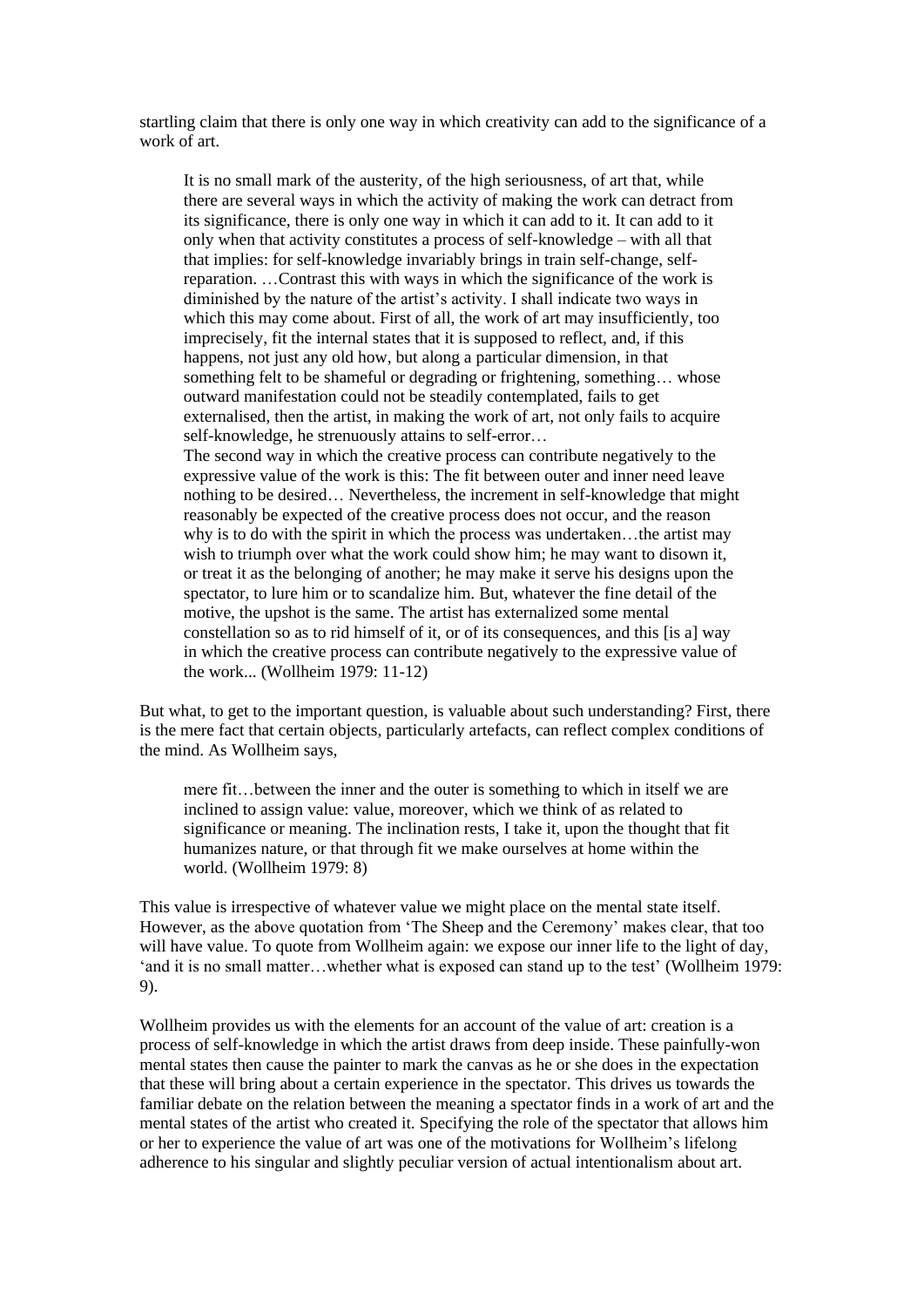startling claim that there is only one way in which creativity can add to the significance of a work of art.

> It is no small mark of the austerity, of the high seriousness, of art that, while there are several ways in which the activity of making the work can detract from its significance, there is only one way in which it can add to it. It can add to it only when that activity constitutes a process of self-knowledge – with all that that implies: for self-knowledge invariably brings in train self-change, self-reparation. …Contrast this with ways in which the significance of the work is diminished by the nature of the artist's activity. I shall indicate two ways in which this may come about. First of all, the work of art may insufficiently, too imprecisely, fit the internal states that it is supposed to reflect, and, if this happens, not just any old how, but along a particular dimension, in that something felt to be shameful or degrading or frightening, something… whose outward manifestation could not be steadily contemplated, fails to get externalised, then the artist, in making the work of art, not only fails to acquire self-knowledge, he strenuously attains to self-error…
>
> The second way in which the creative process can contribute negatively to the expressive value of the work is this: The fit between outer and inner need leave nothing to be desired… Nevertheless, the increment in self-knowledge that might reasonably be expected of the creative process does not occur, and the reason why is to do with the spirit in which the process was undertaken…the artist may wish to triumph over what the work could show him; he may want to disown it, or treat it as the belonging of another; he may make it serve his designs upon the spectator, to lure him or to scandalize him. But, whatever the fine detail of the motive, the upshot is the same. The artist has externalized some mental constellation so as to rid himself of it, or of its consequences, and this [is a] way in which the creative process can contribute negatively to the expressive value of the work... (Wollheim 1979: 11-12)

But what, to get to the important question, is valuable about such understanding? First, there is the mere fact that certain objects, particularly artefacts, can reflect complex conditions of the mind. As Wollheim says,

> mere fit…between the inner and the outer is something to which in itself we are inclined to assign value: value, moreover, which we think of as related to significance or meaning. The inclination rests, I take it, upon the thought that fit humanizes nature, or that through fit we make ourselves at home within the world. (Wollheim 1979: 8)

This value is irrespective of whatever value we might place on the mental state itself. However, as the above quotation from 'The Sheep and the Ceremony' makes clear, that too will have value. To quote from Wollheim again: we expose our inner life to the light of day, 'and it is no small matter…whether what is exposed can stand up to the test' (Wollheim 1979: 9).

Wollheim provides us with the elements for an account of the value of art: creation is a process of self-knowledge in which the artist draws from deep inside. These painfully-won mental states then cause the painter to mark the canvas as he or she does in the expectation that these will bring about a certain experience in the spectator. This drives us towards the familiar debate on the relation between the meaning a spectator finds in a work of art and the mental states of the artist who created it. Specifying the role of the spectator that allows him or her to experience the value of art was one of the motivations for Wollheim's lifelong adherence to his singular and slightly peculiar version of actual intentionalism about art.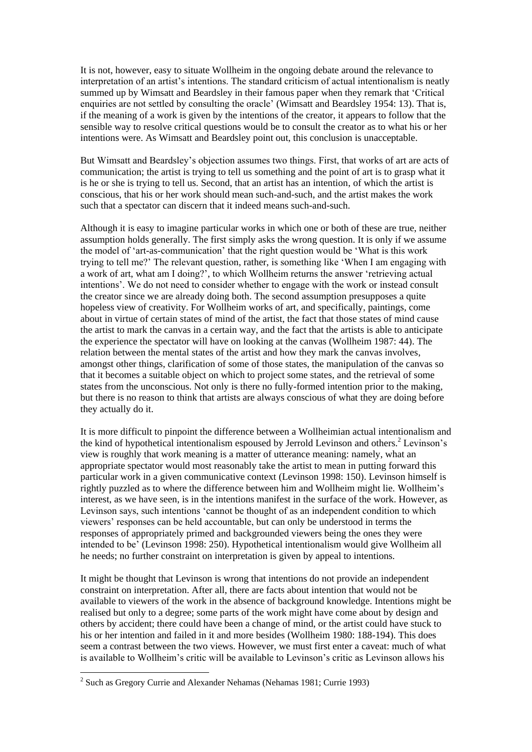It is not, however, easy to situate Wollheim in the ongoing debate around the relevance to interpretation of an artist's intentions. The standard criticism of actual intentionalism is neatly summed up by Wimsatt and Beardsley in their famous paper when they remark that 'Critical enquiries are not settled by consulting the oracle' (Wimsatt and Beardsley 1954: 13). That is, if the meaning of a work is given by the intentions of the creator, it appears to follow that the sensible way to resolve critical questions would be to consult the creator as to what his or her intentions were. As Wimsatt and Beardsley point out, this conclusion is unacceptable.

But Wimsatt and Beardsley's objection assumes two things. First, that works of art are acts of communication; the artist is trying to tell us something and the point of art is to grasp what it is he or she is trying to tell us. Second, that an artist has an intention, of which the artist is conscious, that his or her work should mean such-and-such, and the artist makes the work such that a spectator can discern that it indeed means such-and-such.

Although it is easy to imagine particular works in which one or both of these are true, neither assumption holds generally. The first simply asks the wrong question. It is only if we assume the model of 'art-as-communication' that the right question would be 'What is this work trying to tell me?' The relevant question, rather, is something like 'When I am engaging with a work of art, what am I doing?', to which Wollheim returns the answer 'retrieving actual intentions'. We do not need to consider whether to engage with the work or instead consult the creator since we are already doing both. The second assumption presupposes a quite hopeless view of creativity. For Wollheim works of art, and specifically, paintings, come about in virtue of certain states of mind of the artist, the fact that those states of mind cause the artist to mark the canvas in a certain way, and the fact that the artists is able to anticipate the experience the spectator will have on looking at the canvas (Wollheim 1987: 44). The relation between the mental states of the artist and how they mark the canvas involves, amongst other things, clarification of some of those states, the manipulation of the canvas so that it becomes a suitable object on which to project some states, and the retrieval of some states from the unconscious. Not only is there no fully-formed intention prior to the making, but there is no reason to think that artists are always conscious of what they are doing before they actually do it.

It is more difficult to pinpoint the difference between a Wollheimian actual intentionalism and the kind of hypothetical intentionalism espoused by Jerrold Levinson and others.[2] Levinson's view is roughly that work meaning is a matter of utterance meaning: namely, what an appropriate spectator would most reasonably take the artist to mean in putting forward this particular work in a given communicative context (Levinson 1998: 150). Levinson himself is rightly puzzled as to where the difference between him and Wollheim might lie. Wollheim's interest, as we have seen, is in the intentions manifest in the surface of the work. However, as Levinson says, such intentions 'cannot be thought of as an independent condition to which viewers' responses can be held accountable, but can only be understood in terms the responses of appropriately primed and backgrounded viewers being the ones they were intended to be' (Levinson 1998: 250). Hypothetical intentionalism would give Wollheim all he needs; no further constraint on interpretation is given by appeal to intentions.

It might be thought that Levinson is wrong that intentions do not provide an independent constraint on interpretation. After all, there are facts about intention that would not be available to viewers of the work in the absence of background knowledge. Intentions might be realised but only to a degree; some parts of the work might have come about by design and others by accident; there could have been a change of mind, or the artist could have stuck to his or her intention and failed in it and more besides (Wollheim 1980: 188-194). This does seem a contrast between the two views. However, we must first enter a caveat: much of what is available to Wollheim's critic will be available to Levinson's critic as Levinson allows his

[2] Such as Gregory Currie and Alexander Nehamas (Nehamas 1981; Currie 1993)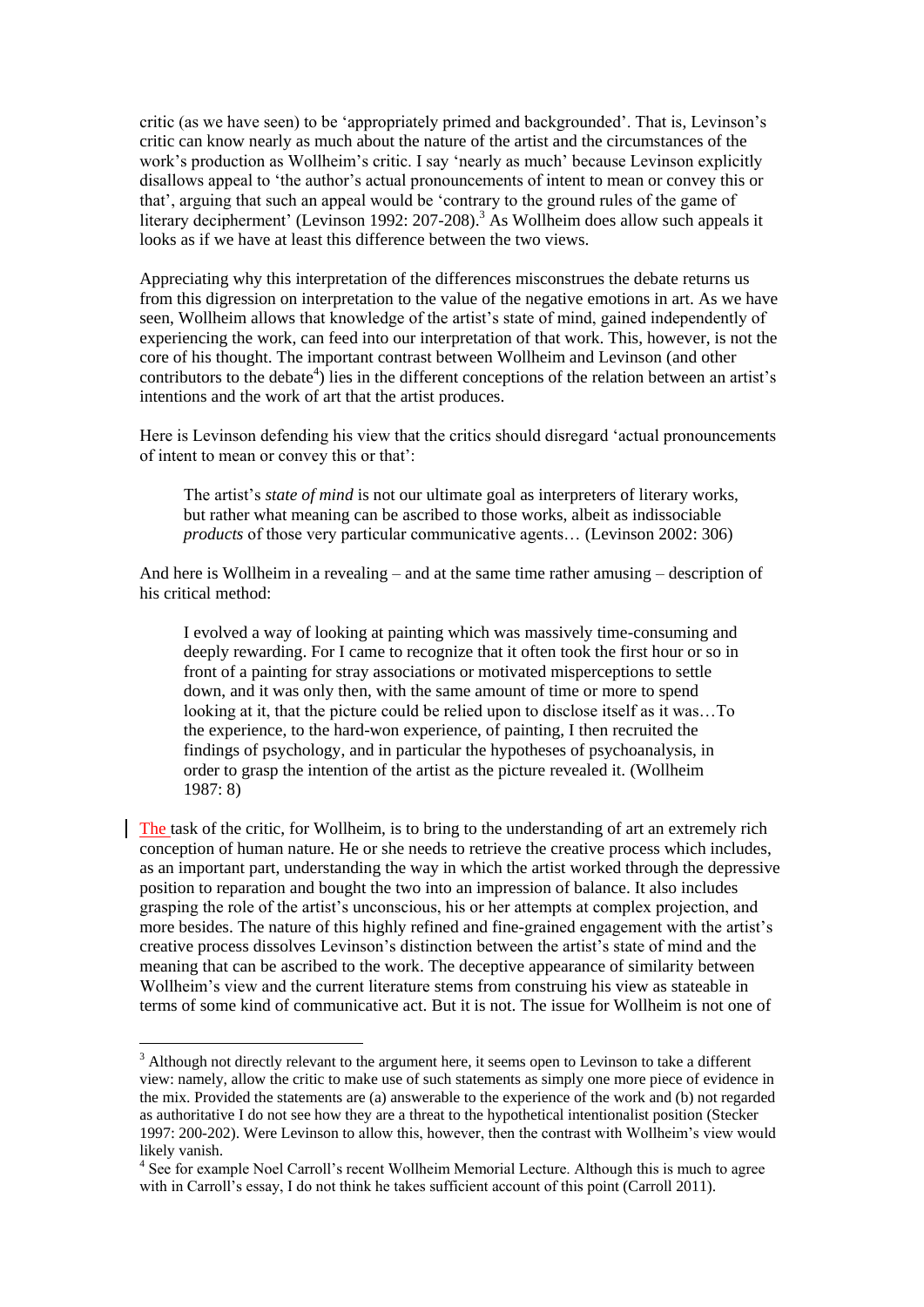critic (as we have seen) to be 'appropriately primed and backgrounded'. That is, Levinson's critic can know nearly as much about the nature of the artist and the circumstances of the work's production as Wollheim's critic. I say 'nearly as much' because Levinson explicitly disallows appeal to 'the author's actual pronouncements of intent to mean or convey this or that', arguing that such an appeal would be 'contrary to the ground rules of the game of literary decipherment' (Levinson 1992: 207-208).[3] As Wollheim does allow such appeals it looks as if we have at least this difference between the two views.

Appreciating why this interpretation of the differences misconstrues the debate returns us from this digression on interpretation to the value of the negative emotions in art. As we have seen, Wollheim allows that knowledge of the artist's state of mind, gained independently of experiencing the work, can feed into our interpretation of that work. This, however, is not the core of his thought. The important contrast between Wollheim and Levinson (and other contributors to the debate[4]) lies in the different conceptions of the relation between an artist's intentions and the work of art that the artist produces.

Here is Levinson defending his view that the critics should disregard 'actual pronouncements of intent to mean or convey this or that':

> The artist's *state of mind* is not our ultimate goal as interpreters of literary works, but rather what meaning can be ascribed to those works, albeit as indissociable *products* of those very particular communicative agents… (Levinson 2002: 306)

And here is Wollheim in a revealing – and at the same time rather amusing – description of his critical method:

> I evolved a way of looking at painting which was massively time-consuming and deeply rewarding. For I came to recognize that it often took the first hour or so in front of a painting for stray associations or motivated misperceptions to settle down, and it was only then, with the same amount of time or more to spend looking at it, that the picture could be relied upon to disclose itself as it was…To the experience, to the hard-won experience, of painting, I then recruited the findings of psychology, and in particular the hypotheses of psychoanalysis, in order to grasp the intention of the artist as the picture revealed it. (Wollheim 1987: 8)

The task of the critic, for Wollheim, is to bring to the understanding of art an extremely rich conception of human nature. He or she needs to retrieve the creative process which includes, as an important part, understanding the way in which the artist worked through the depressive position to reparation and bought the two into an impression of balance. It also includes grasping the role of the artist's unconscious, his or her attempts at complex projection, and more besides. The nature of this highly refined and fine-grained engagement with the artist's creative process dissolves Levinson's distinction between the artist's state of mind and the meaning that can be ascribed to the work. The deceptive appearance of similarity between Wollheim's view and the current literature stems from construing his view as stateable in terms of some kind of communicative act. But it is not. The issue for Wollheim is not one of

---

[3] Although not directly relevant to the argument here, it seems open to Levinson to take a different view: namely, allow the critic to make use of such statements as simply one more piece of evidence in the mix. Provided the statements are (a) answerable to the experience of the work and (b) not regarded as authoritative I do not see how they are a threat to the hypothetical intentionalist position (Stecker 1997: 200-202). Were Levinson to allow this, however, then the contrast with Wollheim's view would likely vanish.

[4] See for example Noel Carroll's recent Wollheim Memorial Lecture. Although this is much to agree with in Carroll's essay, I do not think he takes sufficient account of this point (Carroll 2011).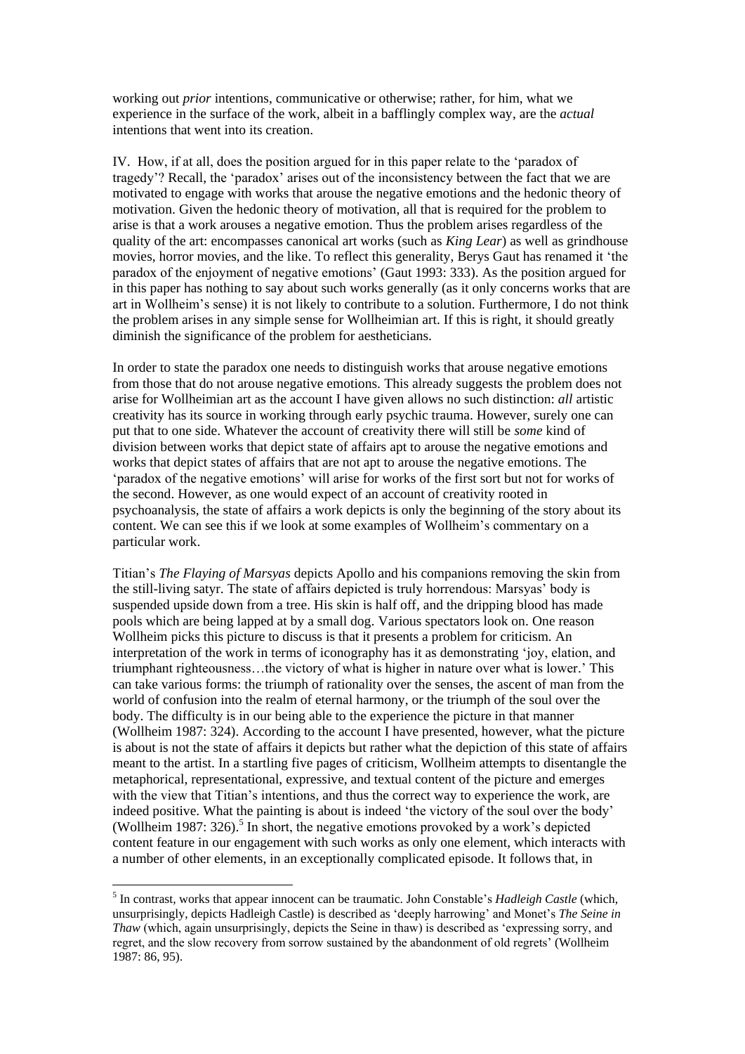working out *prior* intentions, communicative or otherwise; rather, for him, what we experience in the surface of the work, albeit in a bafflingly complex way, are the *actual* intentions that went into its creation.

IV. How, if at all, does the position argued for in this paper relate to the 'paradox of tragedy'? Recall, the 'paradox' arises out of the inconsistency between the fact that we are motivated to engage with works that arouse the negative emotions and the hedonic theory of motivation. Given the hedonic theory of motivation, all that is required for the problem to arise is that a work arouses a negative emotion. Thus the problem arises regardless of the quality of the art: encompasses canonical art works (such as *King Lear*) as well as grindhouse movies, horror movies, and the like. To reflect this generality, Berys Gaut has renamed it 'the paradox of the enjoyment of negative emotions' (Gaut 1993: 333). As the position argued for in this paper has nothing to say about such works generally (as it only concerns works that are art in Wollheim's sense) it is not likely to contribute to a solution. Furthermore, I do not think the problem arises in any simple sense for Wollheimian art. If this is right, it should greatly diminish the significance of the problem for aestheticians.

In order to state the paradox one needs to distinguish works that arouse negative emotions from those that do not arouse negative emotions. This already suggests the problem does not arise for Wollheimian art as the account I have given allows no such distinction: *all* artistic creativity has its source in working through early psychic trauma. However, surely one can put that to one side. Whatever the account of creativity there will still be *some* kind of division between works that depict state of affairs apt to arouse the negative emotions and works that depict states of affairs that are not apt to arouse the negative emotions. The 'paradox of the negative emotions' will arise for works of the first sort but not for works of the second. However, as one would expect of an account of creativity rooted in psychoanalysis, the state of affairs a work depicts is only the beginning of the story about its content. We can see this if we look at some examples of Wollheim's commentary on a particular work.

Titian's *The Flaying of Marsyas* depicts Apollo and his companions removing the skin from the still-living satyr. The state of affairs depicted is truly horrendous: Marsyas' body is suspended upside down from a tree. His skin is half off, and the dripping blood has made pools which are being lapped at by a small dog. Various spectators look on. One reason Wollheim picks this picture to discuss is that it presents a problem for criticism. An interpretation of the work in terms of iconography has it as demonstrating 'joy, elation, and triumphant righteousness…the victory of what is higher in nature over what is lower.' This can take various forms: the triumph of rationality over the senses, the ascent of man from the world of confusion into the realm of eternal harmony, or the triumph of the soul over the body. The difficulty is in our being able to the experience the picture in that manner (Wollheim 1987: 324). According to the account I have presented, however, what the picture is about is not the state of affairs it depicts but rather what the depiction of this state of affairs meant to the artist. In a startling five pages of criticism, Wollheim attempts to disentangle the metaphorical, representational, expressive, and textual content of the picture and emerges with the view that Titian's intentions, and thus the correct way to experience the work, are indeed positive. What the painting is about is indeed 'the victory of the soul over the body' (Wollheim 1987: 326).[5] In short, the negative emotions provoked by a work's depicted content feature in our engagement with such works as only one element, which interacts with a number of other elements, in an exceptionally complicated episode. It follows that, in

[5] In contrast, works that appear innocent can be traumatic. John Constable's *Hadleigh Castle* (which, unsurprisingly, depicts Hadleigh Castle) is described as 'deeply harrowing' and Monet's *The Seine in Thaw* (which, again unsurprisingly, depicts the Seine in thaw) is described as 'expressing sorry, and regret, and the slow recovery from sorrow sustained by the abandonment of old regrets' (Wollheim 1987: 86, 95).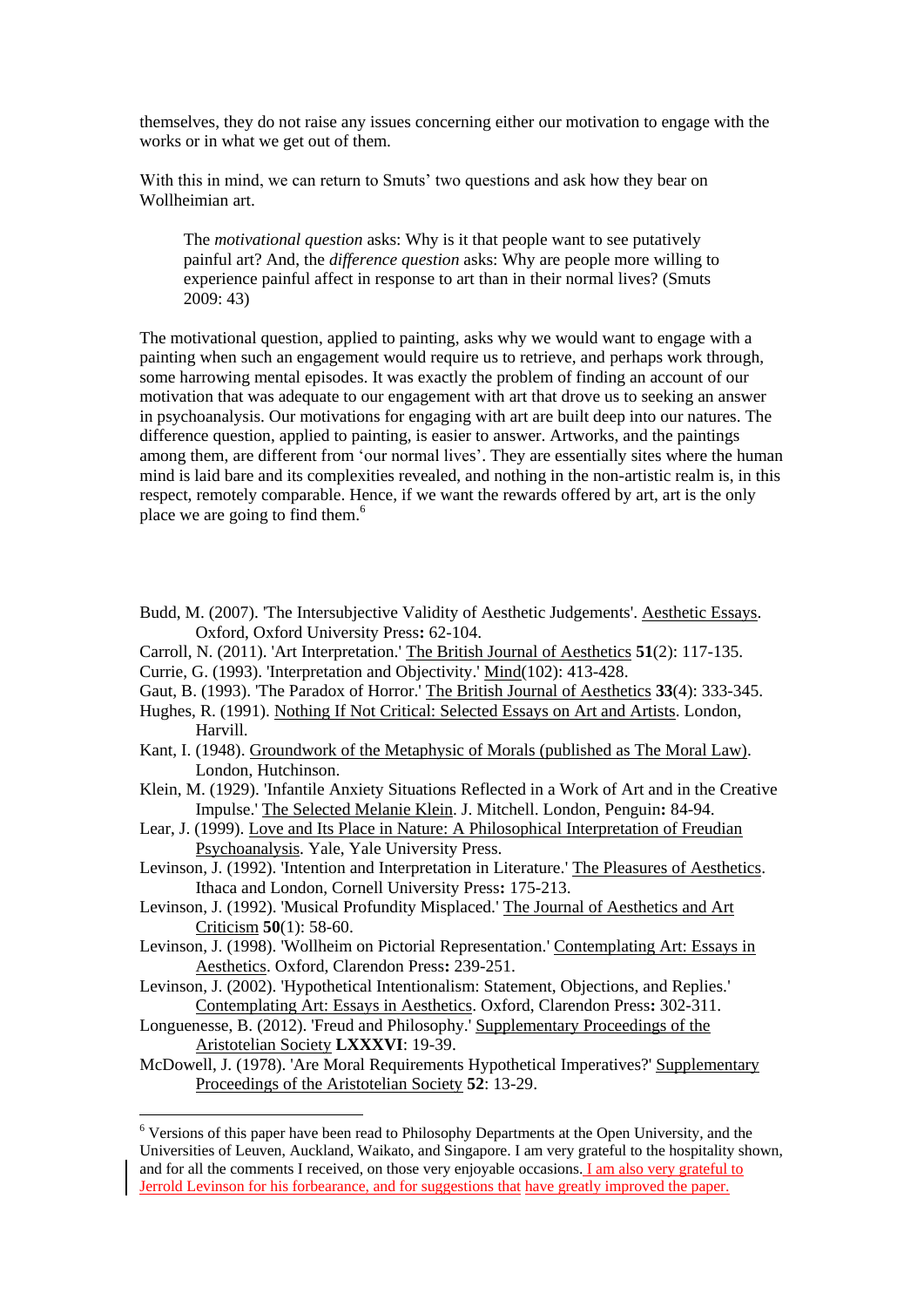themselves, they do not raise any issues concerning either our motivation to engage with the works or in what we get out of them.

With this in mind, we can return to Smuts' two questions and ask how they bear on Wollheimian art.

> The *motivational question* asks: Why is it that people want to see putatively painful art? And, the *difference question* asks: Why are people more willing to experience painful affect in response to art than in their normal lives? (Smuts 2009: 43)

The motivational question, applied to painting, asks why we would want to engage with a painting when such an engagement would require us to retrieve, and perhaps work through, some harrowing mental episodes. It was exactly the problem of finding an account of our motivation that was adequate to our engagement with art that drove us to seeking an answer in psychoanalysis. Our motivations for engaging with art are built deep into our natures. The difference question, applied to painting, is easier to answer. Artworks, and the paintings among them, are different from 'our normal lives'. They are essentially sites where the human mind is laid bare and its complexities revealed, and nothing in the non-artistic realm is, in this respect, remotely comparable. Hence, if we want the rewards offered by art, art is the only place we are going to find them.[6]

Budd, M. (2007). 'The Intersubjective Validity of Aesthetic Judgements'. Aesthetic Essays. Oxford, Oxford University Press**:** 62-104.

Carroll, N. (2011). 'Art Interpretation.' The British Journal of Aesthetics **51**(2): 117-135.

Currie, G. (1993). 'Interpretation and Objectivity.' Mind(102): 413-428.

Gaut, B. (1993). 'The Paradox of Horror.' The British Journal of Aesthetics **33**(4): 333-345.

Hughes, R. (1991). Nothing If Not Critical: Selected Essays on Art and Artists. London, Harvill.

Kant, I. (1948). Groundwork of the Metaphysic of Morals (published as The Moral Law). London, Hutchinson.

Klein, M. (1929). 'Infantile Anxiety Situations Reflected in a Work of Art and in the Creative Impulse.' The Selected Melanie Klein. J. Mitchell. London, Penguin**:** 84-94.

Lear, J. (1999). Love and Its Place in Nature: A Philosophical Interpretation of Freudian Psychoanalysis. Yale, Yale University Press.

Levinson, J. (1992). 'Intention and Interpretation in Literature.' The Pleasures of Aesthetics. Ithaca and London, Cornell University Press**:** 175-213.

Levinson, J. (1992). 'Musical Profundity Misplaced.' The Journal of Aesthetics and Art Criticism **50**(1): 58-60.

Levinson, J. (1998). 'Wollheim on Pictorial Representation.' Contemplating Art: Essays in Aesthetics. Oxford, Clarendon Press**:** 239-251.

Levinson, J. (2002). 'Hypothetical Intentionalism: Statement, Objections, and Replies.' Contemplating Art: Essays in Aesthetics. Oxford, Clarendon Press**:** 302-311.

Longuenesse, B. (2012). 'Freud and Philosophy.' Supplementary Proceedings of the Aristotelian Society **LXXXVI**: 19-39.

McDowell, J. (1978). 'Are Moral Requirements Hypothetical Imperatives?' Supplementary Proceedings of the Aristotelian Society **52**: 13-29.

[6] Versions of this paper have been read to Philosophy Departments at the Open University, and the Universities of Leuven, Auckland, Waikato, and Singapore. I am very grateful to the hospitality shown, and for all the comments I received, on those very enjoyable occasions. I am also very grateful to Jerrold Levinson for his forbearance, and for suggestions that have greatly improved the paper.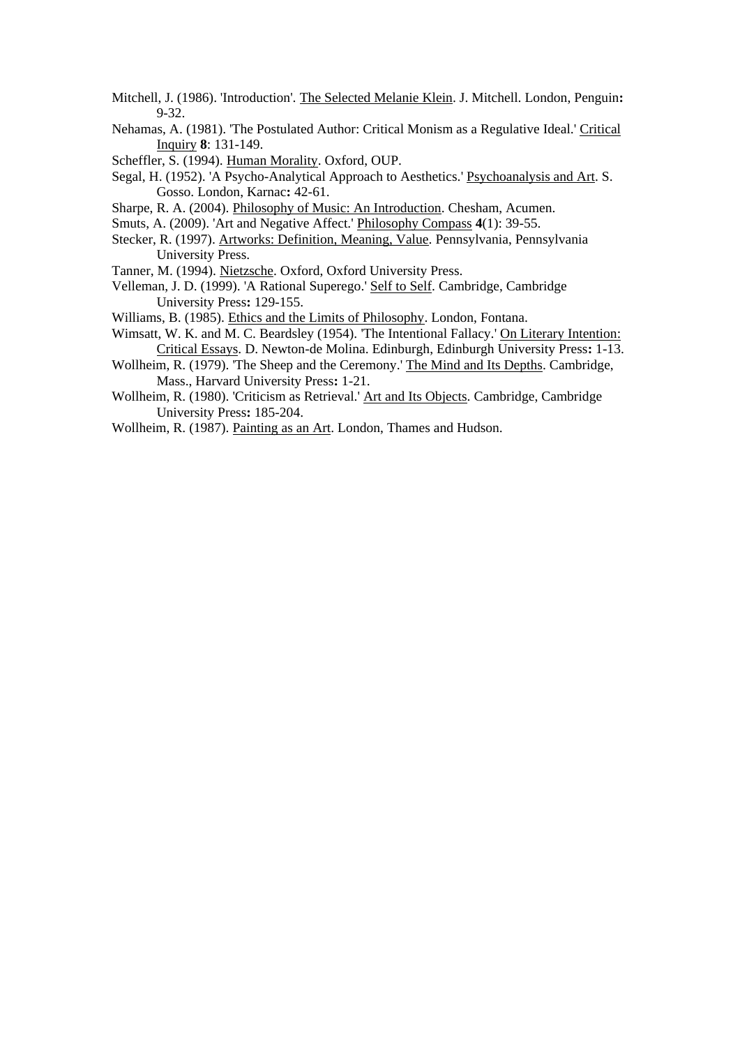Mitchell, J. (1986). 'Introduction'. The Selected Melanie Klein. J. Mitchell. London, Penguin**:** 9-32.

Nehamas, A. (1981). 'The Postulated Author: Critical Monism as a Regulative Ideal.' Critical Inquiry **8**: 131-149.

Scheffler, S. (1994). Human Morality. Oxford, OUP.

Segal, H. (1952). 'A Psycho-Analytical Approach to Aesthetics.' Psychoanalysis and Art. S. Gosso. London, Karnac**:** 42-61.

Sharpe, R. A. (2004). Philosophy of Music: An Introduction. Chesham, Acumen.

Smuts, A. (2009). 'Art and Negative Affect.' Philosophy Compass **4**(1): 39-55.

Stecker, R. (1997). Artworks: Definition, Meaning, Value. Pennsylvania, Pennsylvania University Press.

Tanner, M. (1994). Nietzsche. Oxford, Oxford University Press.

Velleman, J. D. (1999). 'A Rational Superego.' Self to Self. Cambridge, Cambridge University Press**:** 129-155.

Williams, B. (1985). Ethics and the Limits of Philosophy. London, Fontana.

Wimsatt, W. K. and M. C. Beardsley (1954). 'The Intentional Fallacy.' On Literary Intention: Critical Essays. D. Newton-de Molina. Edinburgh, Edinburgh University Press**:** 1-13.

Wollheim, R. (1979). 'The Sheep and the Ceremony.' The Mind and Its Depths. Cambridge, Mass., Harvard University Press**:** 1-21.

Wollheim, R. (1980). 'Criticism as Retrieval.' Art and Its Objects. Cambridge, Cambridge University Press**:** 185-204.

Wollheim, R. (1987). Painting as an Art. London, Thames and Hudson.